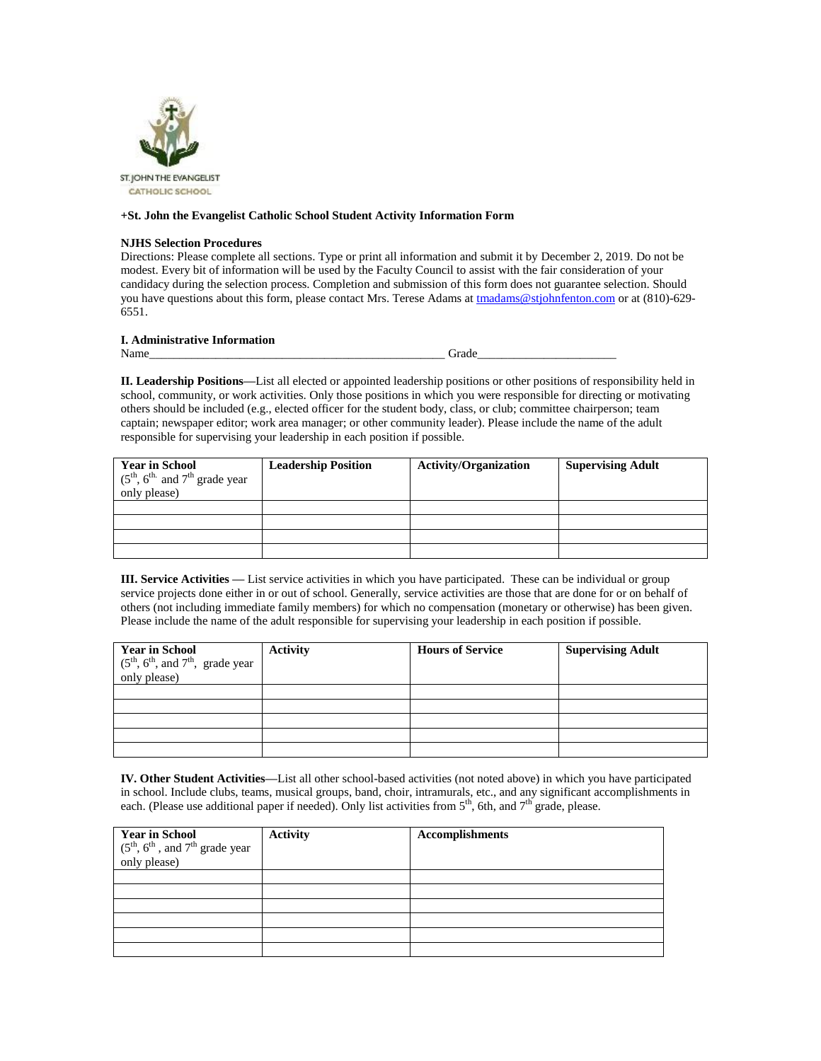ST. JOHN THE EVANGELIST
CATHOLIC SCHOOL

**+St. John the Evangelist Catholic School Student Activity Information Form**

**NJHS Selection Procedures**

Directions: Please complete all sections. Type or print all information and submit it by December 2, 2019. Do not be modest. Every bit of information will be used by the Faculty Council to assist with the fair consideration of your candidacy during the selection process. Completion and submission of this form does not guarantee selection. Should you have questions about this form, please contact Mrs. Terese Adams at tmadams@stjohnfenton.com or at (810)-629-6551.

**I. Administrative Information**

Name__________________________________________________ Grade______________________

**II. Leadership Positions**—List all elected or appointed leadership positions or other positions of responsibility held in school, community, or work activities. Only those positions in which you were responsible for directing or motivating others should be included (e.g., elected officer for the student body, class, or club; committee chairperson; team captain; newspaper editor; work area manager; or other community leader). Please include the name of the adult responsible for supervising your leadership in each position if possible.

| **Year in School** (5th, 6th, and 7th grade year only please) | **Leadership Position** | **Activity/Organization** | **Supervising Adult** |
|---|---|---|---|
| | | | |
| | | | |
| | | | |
| | | | |

**III. Service Activities** — List service activities in which you have participated. These can be individual or group service projects done either in or out of school. Generally, service activities are those that are done for or on behalf of others (not including immediate family members) for which no compensation (monetary or otherwise) has been given. Please include the name of the adult responsible for supervising your leadership in each position if possible.

| **Year in School** (5th, 6th, and 7th, grade year only please) | **Activity** | **Hours of Service** | **Supervising Adult** |
|---|---|---|---|
| | | | |
| | | | |
| | | | |
| | | | |
| | | | |

**IV. Other Student Activities**—List all other school-based activities (not noted above) in which you have participated in school. Include clubs, teams, musical groups, band, choir, intramurals, etc., and any significant accomplishments in each. (Please use additional paper if needed). Only list activities from 5th, 6th, and 7th grade, please.

| **Year in School** (5th, 6th, and 7th grade year only please) | **Activity** | **Accomplishments** |
|---|---|---|
| | | |
| | | |
| | | |
| | | |
| | | |
| | | |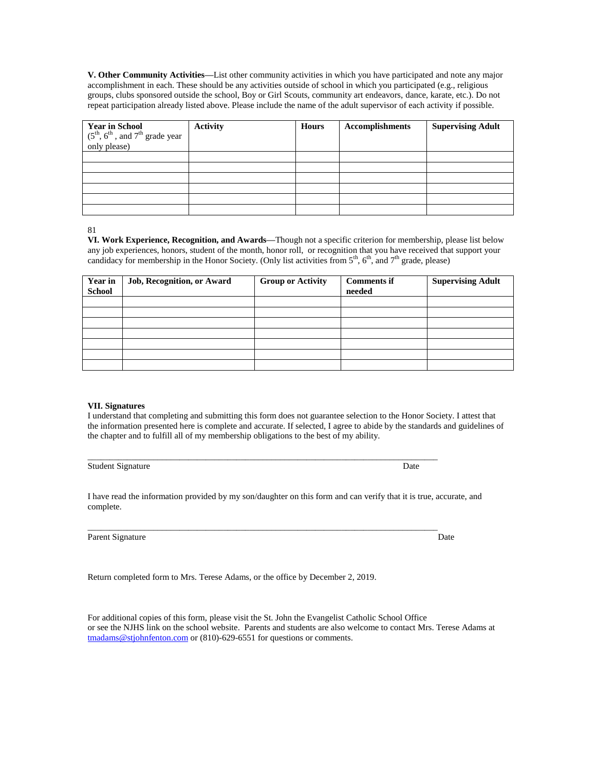**V. Other Community Activities**—List other community activities in which you have participated and note any major accomplishment in each. These should be any activities outside of school in which you participated (e.g., religious groups, clubs sponsored outside the school, Boy or Girl Scouts, community art endeavors, dance, karate, etc.). Do not repeat participation already listed above. Please include the name of the adult supervisor of each activity if possible.

| **Year in School** ($5^{th}$, $6^{th}$ , and $7^{th}$ grade year only please) | **Activity** | **Hours** | **Accomplishments** | **Supervising Adult** |
|---|---|---|---|---|
| | | | | |
| | | | | |
| | | | | |
| | | | | |
| | | | | |
| | | | | |

81

**VI. Work Experience, Recognition, and Awards**—Though not a specific criterion for membership, please list below any job experiences, honors, student of the month, honor roll, or recognition that you have received that support your candidacy for membership in the Honor Society. (Only list activities from $5^{th}$, $6^{th}$, and $7^{th}$ grade, please)

| **Year in School** | **Job, Recognition, or Award** | **Group or Activity** | **Comments if needed** | **Supervising Adult** |
|---|---|---|---|---|
| | | | | |
| | | | | |
| | | | | |
| | | | | |
| | | | | |
| | | | | |
| | | | | |

**VII. Signatures**

I understand that completing and submitting this form does not guarantee selection to the Honor Society. I attest that the information presented here is complete and accurate. If selected, I agree to abide by the standards and guidelines of the chapter and to fulfill all of my membership obligations to the best of my ability.

_______________________________________________________________________________

Student Signature                                                                                                                Date

I have read the information provided by my son/daughter on this form and can verify that it is true, accurate, and complete.

_______________________________________________________________________________

Parent Signature                                                                                                                Date

Return completed form to Mrs. Terese Adams, or the office by December 2, 2019.

For additional copies of this form, please visit the St. John the Evangelist Catholic School Office or see the NJHS link on the school website. Parents and students are also welcome to contact Mrs. Terese Adams at tmadams@stjohnfenton.com or (810)-629-6551 for questions or comments.